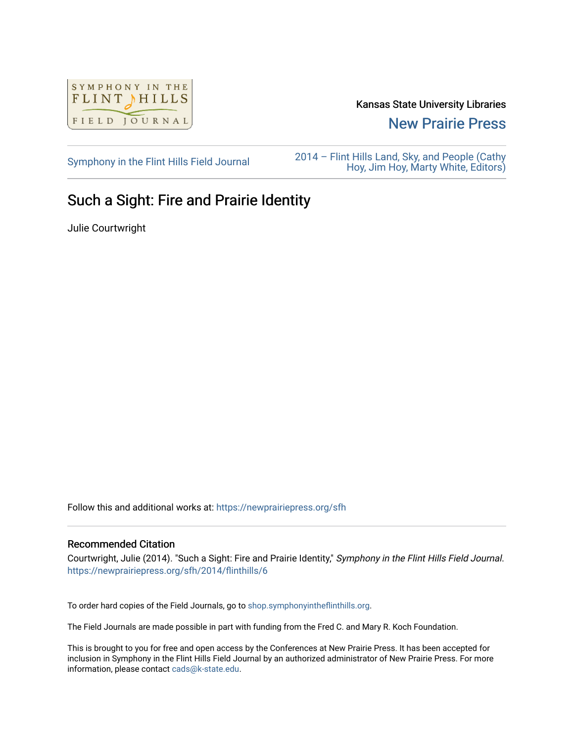Kansas State University Libraries

New Prairie Press

Symphony in the Flint Hills Field Journal

2014 – Flint Hills Land, Sky, and People (Cathy Hoy, Jim Hoy, Marty White, Editors)

# Such a Sight: Fire and Prairie Identity

Julie Courtwright

Follow this and additional works at: https://newprairiepress.org/sfh

## Recommended Citation

Courtwright, Julie (2014). "Such a Sight: Fire and Prairie Identity," *Symphony in the Flint Hills Field Journal*. https://newprairiepress.org/sfh/2014/flinthills/6

To order hard copies of the Field Journals, go to shop.symphonyintheflinthills.org.

The Field Journals are made possible in part with funding from the Fred C. and Mary R. Koch Foundation.

This is brought to you for free and open access by the Conferences at New Prairie Press. It has been accepted for inclusion in Symphony in the Flint Hills Field Journal by an authorized administrator of New Prairie Press. For more information, please contact cads@k-state.edu.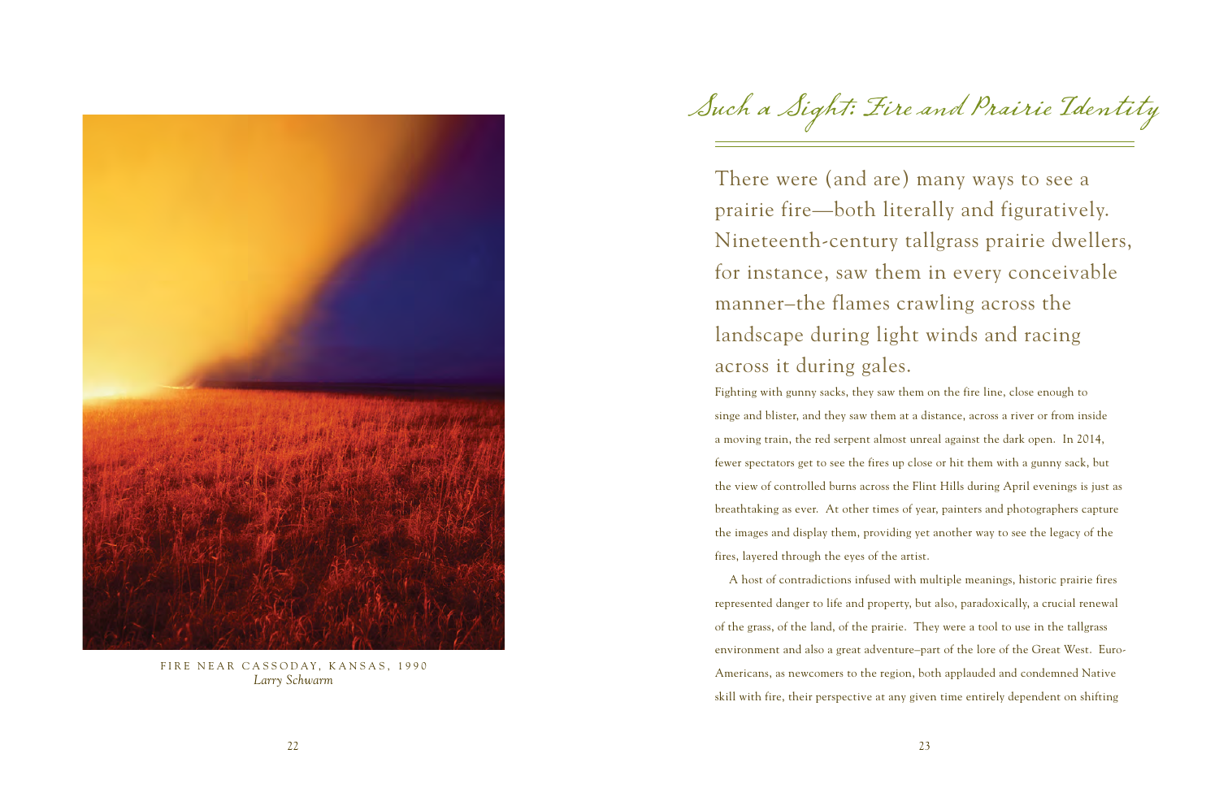FIRE NEAR CASSODAY, KANSAS, 1990
*Larry Schwarm*

# Such a Sight: Fire and Prairie Identity

There were (and are) many ways to see a prairie fire—both literally and figuratively. Nineteenth-century tallgrass prairie dwellers, for instance, saw them in every conceivable manner–the flames crawling across the landscape during light winds and racing across it during gales.

Fighting with gunny sacks, they saw them on the fire line, close enough to singe and blister, and they saw them at a distance, across a river or from inside a moving train, the red serpent almost unreal against the dark open. In 2014, fewer spectators get to see the fires up close or hit them with a gunny sack, but the view of controlled burns across the Flint Hills during April evenings is just as breathtaking as ever. At other times of year, painters and photographers capture the images and display them, providing yet another way to see the legacy of the fires, layered through the eyes of the artist.

A host of contradictions infused with multiple meanings, historic prairie fires represented danger to life and property, but also, paradoxically, a crucial renewal of the grass, of the land, of the prairie. They were a tool to use in the tallgrass environment and also a great adventure–part of the lore of the Great West. Euro-Americans, as newcomers to the region, both applauded and condemned Native skill with fire, their perspective at any given time entirely dependent on shifting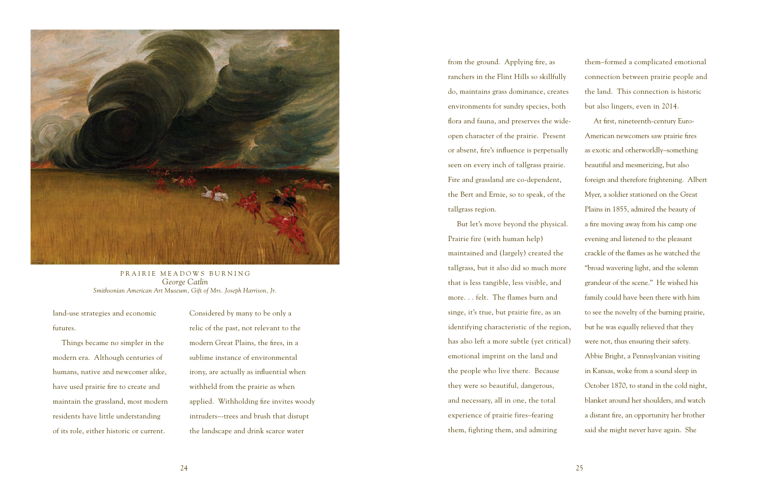PRAIRIE MEADOWS BURNING
*George Catlin*
*Smithsonian American Art Museum, Gift of Mrs. Joseph Harrison, Jr.*

land-use strategies and economic futures.

Things became no simpler in the modern era. Although centuries of humans, native and newcomer alike, have used prairie fire to create and maintain the grassland, most modern residents have little understanding of its role, either historic or current. Considered by many to be only a relic of the past, not relevant to the modern Great Plains, the fires, in a sublime instance of environmental irony, are actually as influential when withheld from the prairie as when applied. Withholding fire invites woody intruders–-trees and brush that disrupt the landscape and drink scarce water from the ground. Applying fire, as ranchers in the Flint Hills so skillfully do, maintains grass dominance, creates environments for sundry species, both flora and fauna, and preserves the wide-open character of the prairie. Present or absent, fire's influence is perpetually seen on every inch of tallgrass prairie. Fire and grassland are co-dependent, the Bert and Ernie, so to speak, of the tallgrass region.

But let's move beyond the physical. Prairie fire (with human help) maintained and (largely) created the tallgrass, but it also did so much more that is less tangible, less visible, and more. . . felt. The flames burn and singe, it's true, but prairie fire, as an identifying characteristic of the region, has also left a more subtle (yet critical) emotional imprint on the land and the people who live there. Because they were so beautiful, dangerous, and necessary, all in one, the total experience of prairie fires–fearing them, fighting them, and admiring them–formed a complicated emotional connection between prairie people and the land. This connection is historic but also lingers, even in 2014.

At first, nineteenth-century Euro-American newcomers saw prairie fires as exotic and otherworldly–something beautiful and mesmerizing, but also foreign and therefore frightening. Albert Myer, a soldier stationed on the Great Plains in 1855, admired the beauty of a fire moving away from his camp one evening and listened to the pleasant crackle of the flames as he watched the "broad wavering light, and the solemn grandeur of the scene." He wished his family could have been there with him to see the novelty of the burning prairie, but he was equally relieved that they were not, thus ensuring their safety. Abbie Bright, a Pennsylvanian visiting in Kansas, woke from a sound sleep in October 1870, to stand in the cold night, blanket around her shoulders, and watch a distant fire, an opportunity her brother said she might never have again. She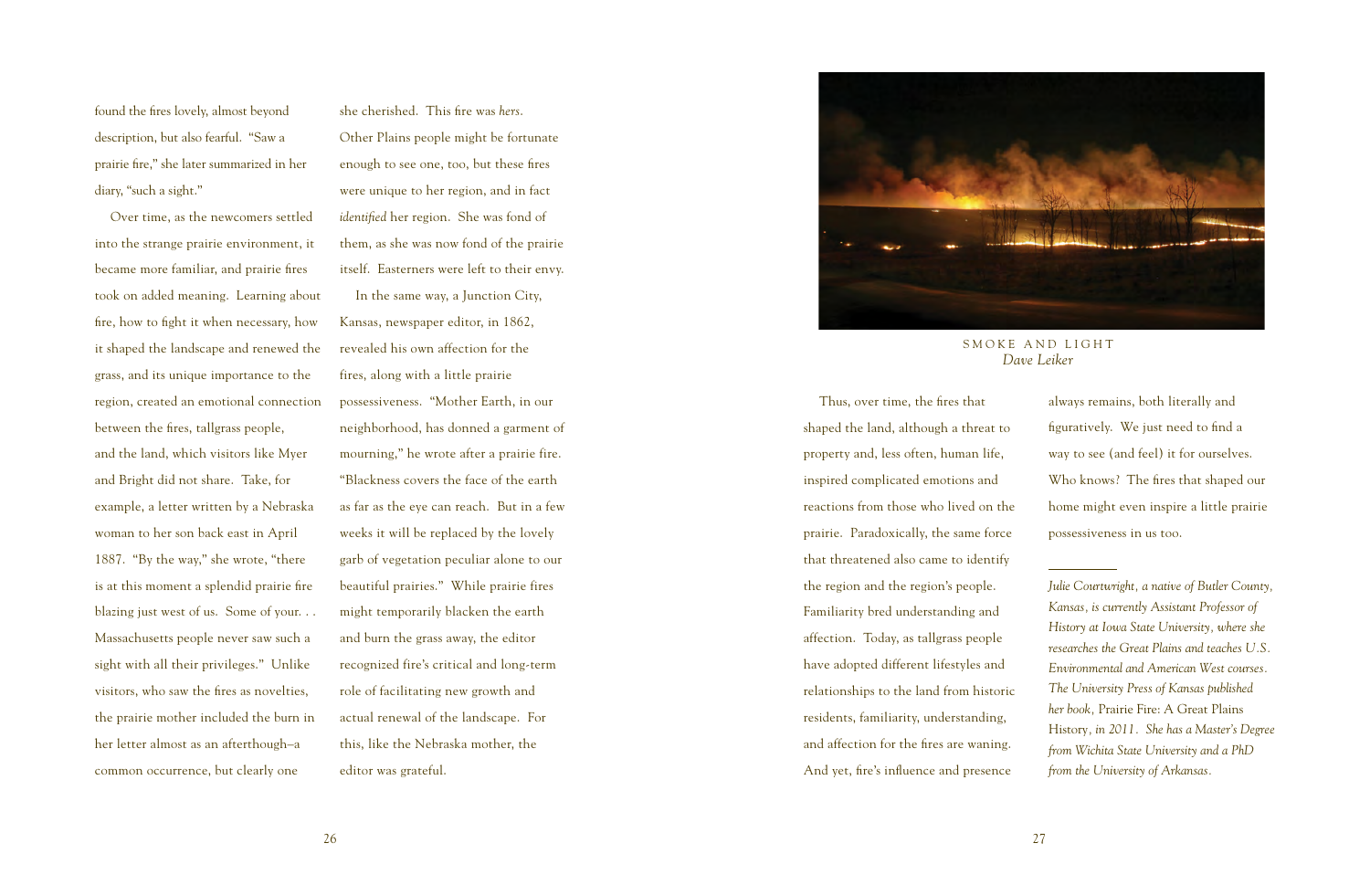found the fires lovely, almost beyond description, but also fearful. "Saw a prairie fire," she later summarized in her diary, "such a sight."

Over time, as the newcomers settled into the strange prairie environment, it became more familiar, and prairie fires took on added meaning. Learning about fire, how to fight it when necessary, how it shaped the landscape and renewed the grass, and its unique importance to the region, created an emotional connection between the fires, tallgrass people, and the land, which visitors like Myer and Bright did not share. Take, for example, a letter written by a Nebraska woman to her son back east in April 1887. "By the way," she wrote, "there is at this moment a splendid prairie fire blazing just west of us. Some of your. . . Massachusetts people never saw such a sight with all their privileges." Unlike visitors, who saw the fires as novelties, the prairie mother included the burn in her letter almost as an afterthough–a common occurrence, but clearly one she cherished. This fire was *hers*. Other Plains people might be fortunate enough to see one, too, but these fires were unique to her region, and in fact *identified* her region. She was fond of them, as she was now fond of the prairie itself. Easterners were left to their envy.

In the same way, a Junction City, Kansas, newspaper editor, in 1862, revealed his own affection for the fires, along with a little prairie possessiveness. "Mother Earth, in our neighborhood, has donned a garment of mourning," he wrote after a prairie fire. "Blackness covers the face of the earth as far as the eye can reach. But in a few weeks it will be replaced by the lovely garb of vegetation peculiar alone to our beautiful prairies." While prairie fires might temporarily blacken the earth and burn the grass away, the editor recognized fire's critical and long-term role of facilitating new growth and actual renewal of the landscape. For this, like the Nebraska mother, the editor was grateful.

SMOKE AND LIGHT
*Dave Leiker*

Thus, over time, the fires that shaped the land, although a threat to property and, less often, human life, inspired complicated emotions and reactions from those who lived on the prairie. Paradoxically, the same force that threatened also came to identify the region and the region's people. Familiarity bred understanding and affection. Today, as tallgrass people have adopted different lifestyles and relationships to the land from historic residents, familiarity, understanding, and affection for the fires are waning. And yet, fire's influence and presence always remains, both literally and figuratively. We just need to find a way to see (and feel) it for ourselves. Who knows? The fires that shaped our home might even inspire a little prairie possessiveness in us too.

---

*Julie Courtwright, a native of Butler County, Kansas, is currently Assistant Professor of History at Iowa State University, where she researches the Great Plains and teaches U.S. Environmental and American West courses. The University Press of Kansas published her book,* Prairie Fire: A Great Plains History*, in 2011. She has a Master's Degree from Wichita State University and a PhD from the University of Arkansas.*